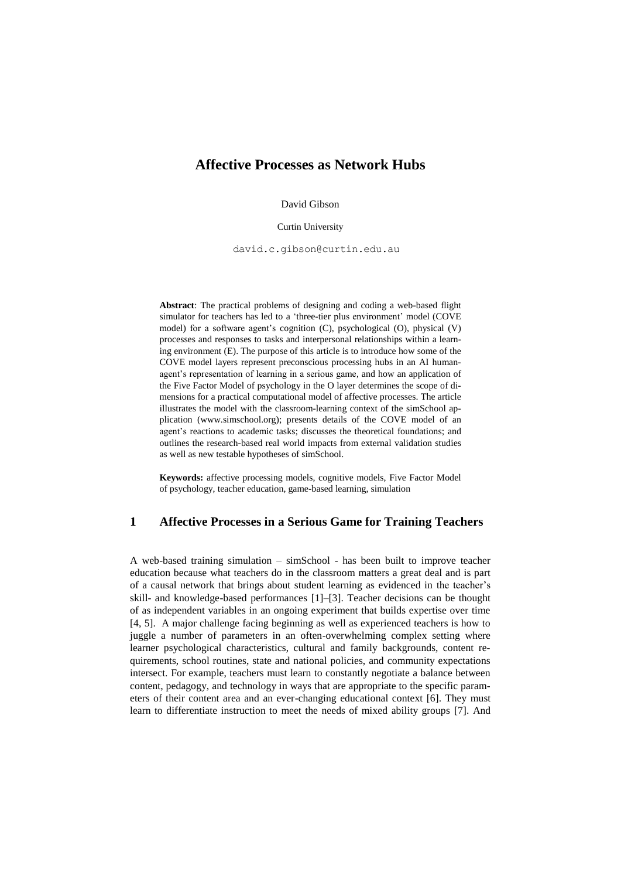# Affective Processes as Network Hubs

David Gibson

Curtin University

david.c.gibson@curtin.edu.au

**Abstract**: The practical problems of designing and coding a web-based flight simulator for teachers has led to a 'three-tier plus environment' model (COVE model) for a software agent's cognition (C), psychological (O), physical (V) processes and responses to tasks and interpersonal relationships within a learning environment (E). The purpose of this article is to introduce how some of the COVE model layers represent preconscious processing hubs in an AI human-agent's representation of learning in a serious game, and how an application of the Five Factor Model of psychology in the O layer determines the scope of dimensions for a practical computational model of affective processes. The article illustrates the model with the classroom-learning context of the simSchool application (www.simschool.org); presents details of the COVE model of an agent's reactions to academic tasks; discusses the theoretical foundations; and outlines the research-based real world impacts from external validation studies as well as new testable hypotheses of simSchool.

**Keywords:** affective processing models, cognitive models, Five Factor Model of psychology, teacher education, game-based learning, simulation

## 1 Affective Processes in a Serious Game for Training Teachers

A web-based training simulation – simSchool - has been built to improve teacher education because what teachers do in the classroom matters a great deal and is part of a causal network that brings about student learning as evidenced in the teacher's skill- and knowledge-based performances [1]–[3]. Teacher decisions can be thought of as independent variables in an ongoing experiment that builds expertise over time [4, 5]. A major challenge facing beginning as well as experienced teachers is how to juggle a number of parameters in an often-overwhelming complex setting where learner psychological characteristics, cultural and family backgrounds, content requirements, school routines, state and national policies, and community expectations intersect. For example, teachers must learn to constantly negotiate a balance between content, pedagogy, and technology in ways that are appropriate to the specific parameters of their content area and an ever-changing educational context [6]. They must learn to differentiate instruction to meet the needs of mixed ability groups [7]. And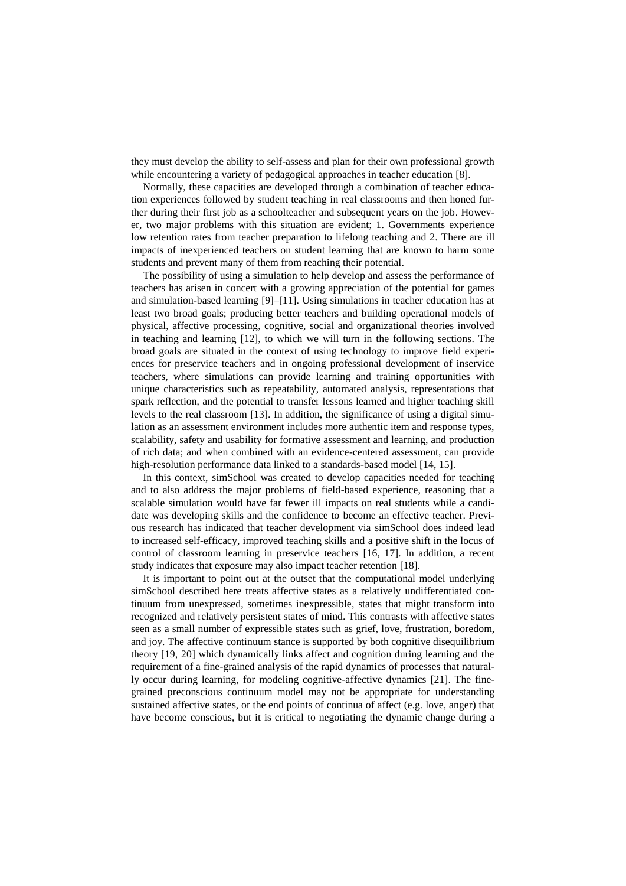they must develop the ability to self-assess and plan for their own professional growth while encountering a variety of pedagogical approaches in teacher education [8].

Normally, these capacities are developed through a combination of teacher education experiences followed by student teaching in real classrooms and then honed further during their first job as a schoolteacher and subsequent years on the job. However, two major problems with this situation are evident; 1. Governments experience low retention rates from teacher preparation to lifelong teaching and 2. There are ill impacts of inexperienced teachers on student learning that are known to harm some students and prevent many of them from reaching their potential.

The possibility of using a simulation to help develop and assess the performance of teachers has arisen in concert with a growing appreciation of the potential for games and simulation-based learning [9]–[11]. Using simulations in teacher education has at least two broad goals; producing better teachers and building operational models of physical, affective processing, cognitive, social and organizational theories involved in teaching and learning [12], to which we will turn in the following sections. The broad goals are situated in the context of using technology to improve field experiences for preservice teachers and in ongoing professional development of inservice teachers, where simulations can provide learning and training opportunities with unique characteristics such as repeatability, automated analysis, representations that spark reflection, and the potential to transfer lessons learned and higher teaching skill levels to the real classroom [13]. In addition, the significance of using a digital simulation as an assessment environment includes more authentic item and response types, scalability, safety and usability for formative assessment and learning, and production of rich data; and when combined with an evidence-centered assessment, can provide high-resolution performance data linked to a standards-based model [14, 15].

In this context, simSchool was created to develop capacities needed for teaching and to also address the major problems of field-based experience, reasoning that a scalable simulation would have far fewer ill impacts on real students while a candidate was developing skills and the confidence to become an effective teacher. Previous research has indicated that teacher development via simSchool does indeed lead to increased self-efficacy, improved teaching skills and a positive shift in the locus of control of classroom learning in preservice teachers [16, 17]. In addition, a recent study indicates that exposure may also impact teacher retention [18].

It is important to point out at the outset that the computational model underlying simSchool described here treats affective states as a relatively undifferentiated continuum from unexpressed, sometimes inexpressible, states that might transform into recognized and relatively persistent states of mind. This contrasts with affective states seen as a small number of expressible states such as grief, love, frustration, boredom, and joy. The affective continuum stance is supported by both cognitive disequilibrium theory [19, 20] which dynamically links affect and cognition during learning and the requirement of a fine-grained analysis of the rapid dynamics of processes that naturally occur during learning, for modeling cognitive-affective dynamics [21]. The fine-grained preconscious continuum model may not be appropriate for understanding sustained affective states, or the end points of continua of affect (e.g. love, anger) that have become conscious, but it is critical to negotiating the dynamic change during a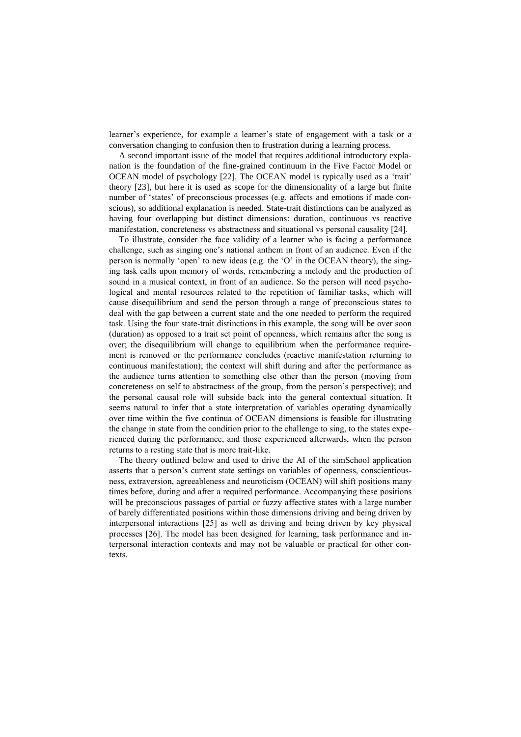learner's experience, for example a learner's state of engagement with a task or a conversation changing to confusion then to frustration during a learning process.

A second important issue of the model that requires additional introductory explanation is the foundation of the fine-grained continuum in the Five Factor Model or OCEAN model of psychology [22]. The OCEAN model is typically used as a 'trait' theory [23], but here it is used as scope for the dimensionality of a large but finite number of 'states' of preconscious processes (e.g. affects and emotions if made conscious), so additional explanation is needed. State-trait distinctions can be analyzed as having four overlapping but distinct dimensions: duration, continuous vs reactive manifestation, concreteness vs abstractness and situational vs personal causality [24].

To illustrate, consider the face validity of a learner who is facing a performance challenge, such as singing one's national anthem in front of an audience. Even if the person is normally 'open' to new ideas (e.g. the 'O' in the OCEAN theory), the singing task calls upon memory of words, remembering a melody and the production of sound in a musical context, in front of an audience. So the person will need psychological and mental resources related to the repetition of familiar tasks, which will cause disequilibrium and send the person through a range of preconscious states to deal with the gap between a current state and the one needed to perform the required task. Using the four state-trait distinctions in this example, the song will be over soon (duration) as opposed to a trait set point of openness, which remains after the song is over; the disequilibrium will change to equilibrium when the performance requirement is removed or the performance concludes (reactive manifestation returning to continuous manifestation); the context will shift during and after the performance as the audience turns attention to something else other than the person (moving from concreteness on self to abstractness of the group, from the person's perspective); and the personal causal role will subside back into the general contextual situation. It seems natural to infer that a state interpretation of variables operating dynamically over time within the five continua of OCEAN dimensions is feasible for illustrating the change in state from the condition prior to the challenge to sing, to the states experienced during the performance, and those experienced afterwards, when the person returns to a resting state that is more trait-like.

The theory outlined below and used to drive the AI of the simSchool application asserts that a person's current state settings on variables of openness, conscientiousness, extraversion, agreeableness and neuroticism (OCEAN) will shift positions many times before, during and after a required performance. Accompanying these positions will be preconscious passages of partial or fuzzy affective states with a large number of barely differentiated positions within those dimensions driving and being driven by interpersonal interactions [25] as well as driving and being driven by key physical processes [26]. The model has been designed for learning, task performance and interpersonal interaction contexts and may not be valuable or practical for other contexts.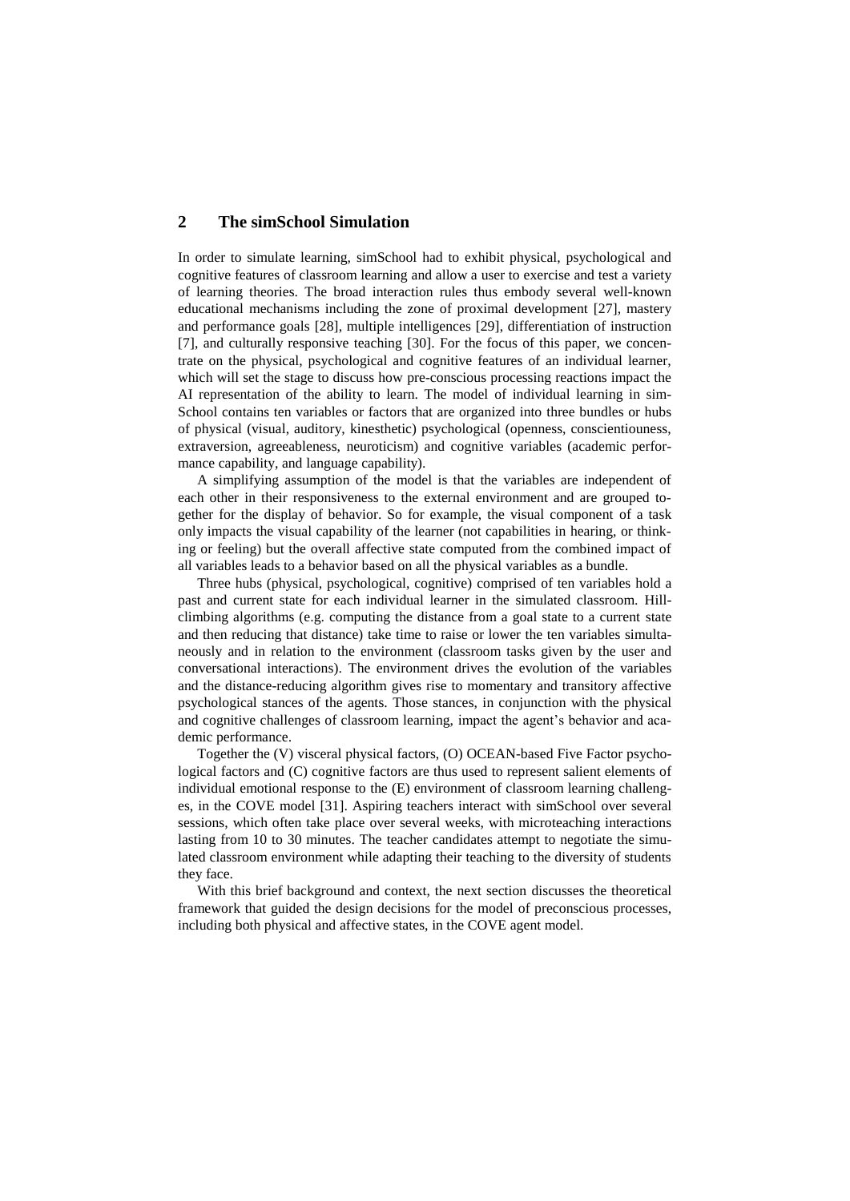## 2 The simSchool Simulation

In order to simulate learning, simSchool had to exhibit physical, psychological and cognitive features of classroom learning and allow a user to exercise and test a variety of learning theories. The broad interaction rules thus embody several well-known educational mechanisms including the zone of proximal development [27], mastery and performance goals [28], multiple intelligences [29], differentiation of instruction [7], and culturally responsive teaching [30]. For the focus of this paper, we concentrate on the physical, psychological and cognitive features of an individual learner, which will set the stage to discuss how pre-conscious processing reactions impact the AI representation of the ability to learn. The model of individual learning in simSchool contains ten variables or factors that are organized into three bundles or hubs of physical (visual, auditory, kinesthetic) psychological (openness, conscientiouness, extraversion, agreeableness, neuroticism) and cognitive variables (academic performance capability, and language capability).

A simplifying assumption of the model is that the variables are independent of each other in their responsiveness to the external environment and are grouped together for the display of behavior. So for example, the visual component of a task only impacts the visual capability of the learner (not capabilities in hearing, or thinking or feeling) but the overall affective state computed from the combined impact of all variables leads to a behavior based on all the physical variables as a bundle.

Three hubs (physical, psychological, cognitive) comprised of ten variables hold a past and current state for each individual learner in the simulated classroom. Hill-climbing algorithms (e.g. computing the distance from a goal state to a current state and then reducing that distance) take time to raise or lower the ten variables simultaneously and in relation to the environment (classroom tasks given by the user and conversational interactions). The environment drives the evolution of the variables and the distance-reducing algorithm gives rise to momentary and transitory affective psychological stances of the agents. Those stances, in conjunction with the physical and cognitive challenges of classroom learning, impact the agent's behavior and academic performance.

Together the (V) visceral physical factors, (O) OCEAN-based Five Factor psychological factors and (C) cognitive factors are thus used to represent salient elements of individual emotional response to the (E) environment of classroom learning challenges, in the COVE model [31]. Aspiring teachers interact with simSchool over several sessions, which often take place over several weeks, with microteaching interactions lasting from 10 to 30 minutes. The teacher candidates attempt to negotiate the simulated classroom environment while adapting their teaching to the diversity of students they face.

With this brief background and context, the next section discusses the theoretical framework that guided the design decisions for the model of preconscious processes, including both physical and affective states, in the COVE agent model.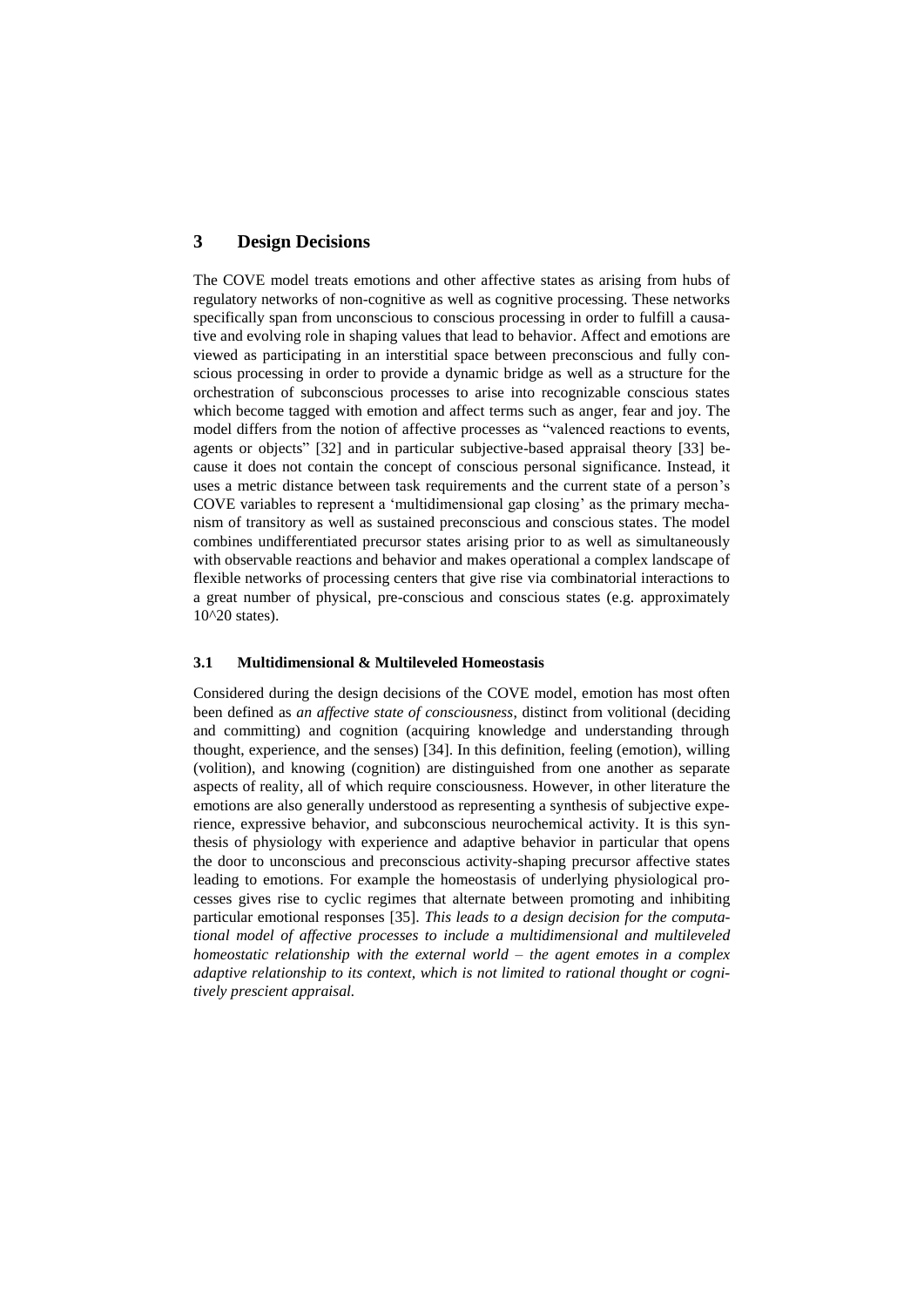## 3 Design Decisions

The COVE model treats emotions and other affective states as arising from hubs of regulatory networks of non-cognitive as well as cognitive processing. These networks specifically span from unconscious to conscious processing in order to fulfill a causative and evolving role in shaping values that lead to behavior. Affect and emotions are viewed as participating in an interstitial space between preconscious and fully conscious processing in order to provide a dynamic bridge as well as a structure for the orchestration of subconscious processes to arise into recognizable conscious states which become tagged with emotion and affect terms such as anger, fear and joy. The model differs from the notion of affective processes as "valenced reactions to events, agents or objects" [32] and in particular subjective-based appraisal theory [33] because it does not contain the concept of conscious personal significance. Instead, it uses a metric distance between task requirements and the current state of a person's COVE variables to represent a 'multidimensional gap closing' as the primary mechanism of transitory as well as sustained preconscious and conscious states. The model combines undifferentiated precursor states arising prior to as well as simultaneously with observable reactions and behavior and makes operational a complex landscape of flexible networks of processing centers that give rise via combinatorial interactions to a great number of physical, pre-conscious and conscious states (e.g. approximately 10^20 states).

### 3.1 Multidimensional & Multileveled Homeostasis

Considered during the design decisions of the COVE model, emotion has most often been defined as *an affective state of consciousness*, distinct from volitional (deciding and committing) and cognition (acquiring knowledge and understanding through thought, experience, and the senses) [34]. In this definition, feeling (emotion), willing (volition), and knowing (cognition) are distinguished from one another as separate aspects of reality, all of which require consciousness. However, in other literature the emotions are also generally understood as representing a synthesis of subjective experience, expressive behavior, and subconscious neurochemical activity. It is this synthesis of physiology with experience and adaptive behavior in particular that opens the door to unconscious and preconscious activity-shaping precursor affective states leading to emotions. For example the homeostasis of underlying physiological processes gives rise to cyclic regimes that alternate between promoting and inhibiting particular emotional responses [35]. *This leads to a design decision for the computational model of affective processes to include a multidimensional and multileveled homeostatic relationship with the external world – the agent emotes in a complex adaptive relationship to its context, which is not limited to rational thought or cognitively prescient appraisal.*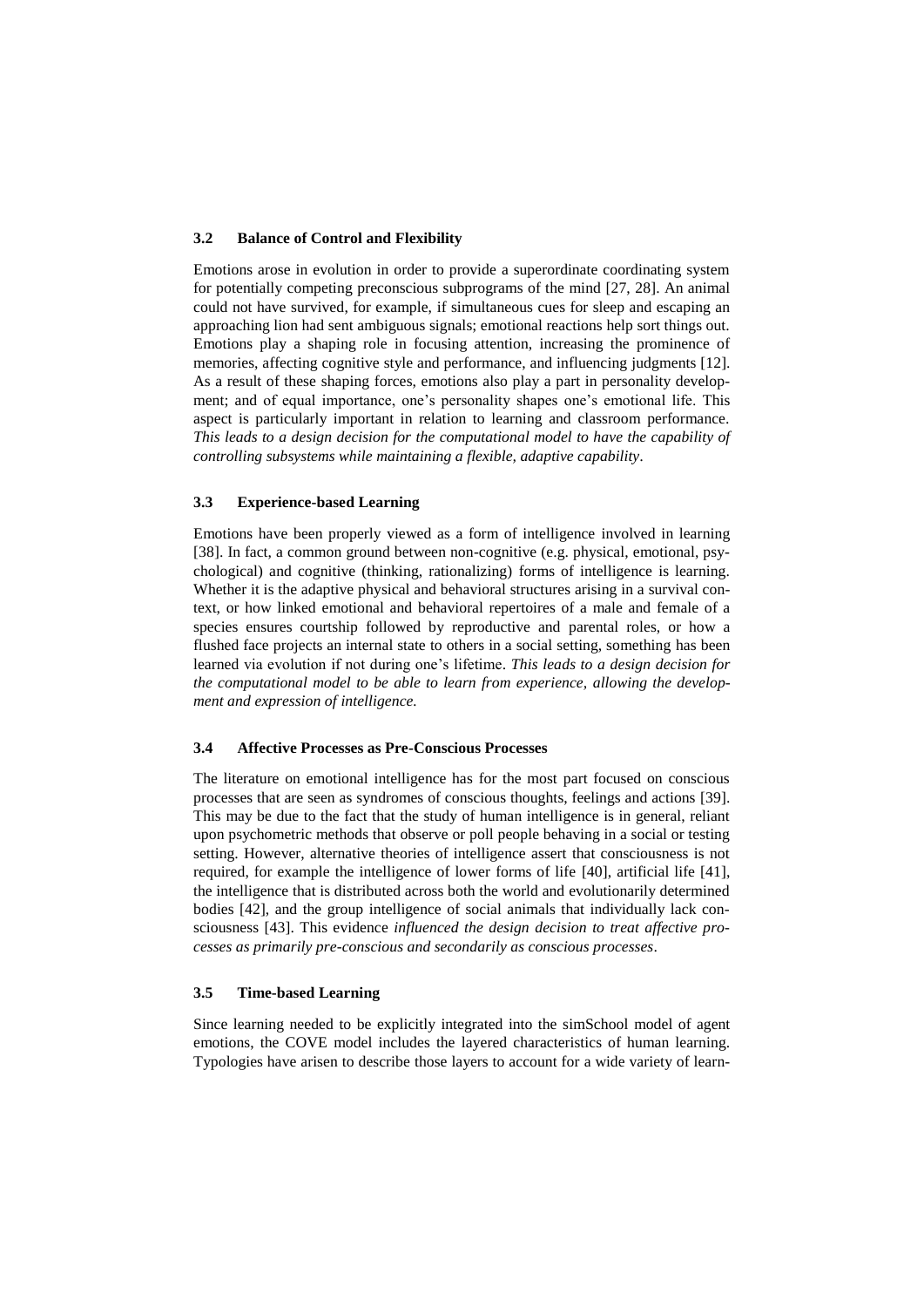### 3.2 Balance of Control and Flexibility

Emotions arose in evolution in order to provide a superordinate coordinating system for potentially competing preconscious subprograms of the mind [27, 28]. An animal could not have survived, for example, if simultaneous cues for sleep and escaping an approaching lion had sent ambiguous signals; emotional reactions help sort things out. Emotions play a shaping role in focusing attention, increasing the prominence of memories, affecting cognitive style and performance, and influencing judgments [12]. As a result of these shaping forces, emotions also play a part in personality development; and of equal importance, one's personality shapes one's emotional life. This aspect is particularly important in relation to learning and classroom performance. *This leads to a design decision for the computational model to have the capability of controlling subsystems while maintaining a flexible, adaptive capability*.

### 3.3 Experience-based Learning

Emotions have been properly viewed as a form of intelligence involved in learning [38]. In fact, a common ground between non-cognitive (e.g. physical, emotional, psychological) and cognitive (thinking, rationalizing) forms of intelligence is learning. Whether it is the adaptive physical and behavioral structures arising in a survival context, or how linked emotional and behavioral repertoires of a male and female of a species ensures courtship followed by reproductive and parental roles, or how a flushed face projects an internal state to others in a social setting, something has been learned via evolution if not during one's lifetime. *This leads to a design decision for the computational model to be able to learn from experience, allowing the development and expression of intelligence.*

### 3.4 Affective Processes as Pre-Conscious Processes

The literature on emotional intelligence has for the most part focused on conscious processes that are seen as syndromes of conscious thoughts, feelings and actions [39]. This may be due to the fact that the study of human intelligence is in general, reliant upon psychometric methods that observe or poll people behaving in a social or testing setting. However, alternative theories of intelligence assert that consciousness is not required, for example the intelligence of lower forms of life [40], artificial life [41], the intelligence that is distributed across both the world and evolutionarily determined bodies [42], and the group intelligence of social animals that individually lack consciousness [43]. This evidence *influenced the design decision to treat affective processes as primarily pre-conscious and secondarily as conscious processes*.

### 3.5 Time-based Learning

Since learning needed to be explicitly integrated into the simSchool model of agent emotions, the COVE model includes the layered characteristics of human learning. Typologies have arisen to describe those layers to account for a wide variety of learn-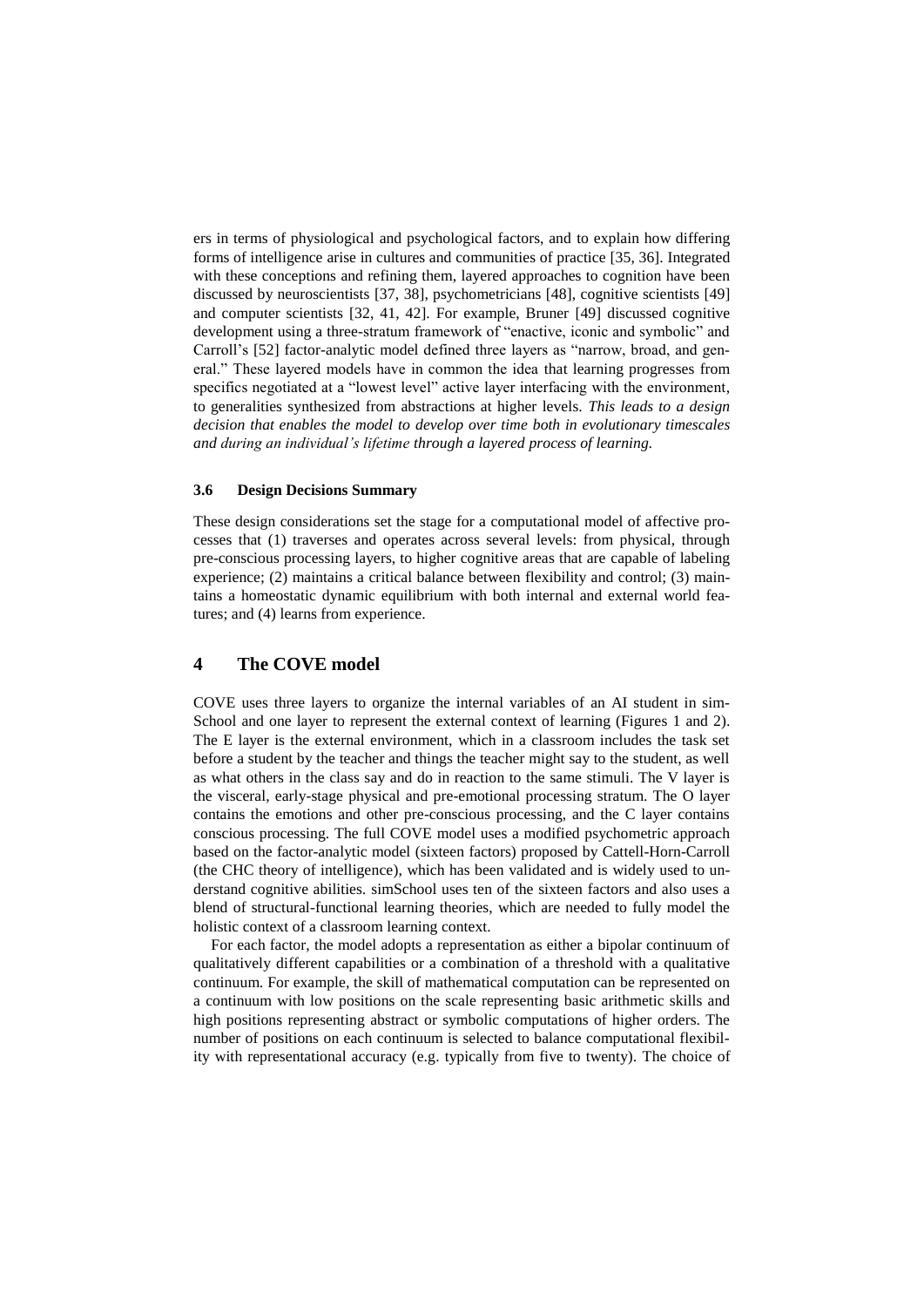ers in terms of physiological and psychological factors, and to explain how differing forms of intelligence arise in cultures and communities of practice [35, 36]. Integrated with these conceptions and refining them, layered approaches to cognition have been discussed by neuroscientists [37, 38], psychometricians [48], cognitive scientists [49] and computer scientists [32, 41, 42]. For example, Bruner [49] discussed cognitive development using a three-stratum framework of "enactive, iconic and symbolic" and Carroll's [52] factor-analytic model defined three layers as "narrow, broad, and general." These layered models have in common the idea that learning progresses from specifics negotiated at a "lowest level" active layer interfacing with the environment, to generalities synthesized from abstractions at higher levels. *This leads to a design decision that enables the model to develop over time both in evolutionary timescales and during an individual's lifetime through a layered process of learning.*

### 3.6 Design Decisions Summary

These design considerations set the stage for a computational model of affective processes that (1) traverses and operates across several levels: from physical, through pre-conscious processing layers, to higher cognitive areas that are capable of labeling experience; (2) maintains a critical balance between flexibility and control; (3) maintains a homeostatic dynamic equilibrium with both internal and external world features; and (4) learns from experience.

## 4 The COVE model

COVE uses three layers to organize the internal variables of an AI student in simSchool and one layer to represent the external context of learning (Figures 1 and 2). The E layer is the external environment, which in a classroom includes the task set before a student by the teacher and things the teacher might say to the student, as well as what others in the class say and do in reaction to the same stimuli. The V layer is the visceral, early-stage physical and pre-emotional processing stratum. The O layer contains the emotions and other pre-conscious processing, and the C layer contains conscious processing. The full COVE model uses a modified psychometric approach based on the factor-analytic model (sixteen factors) proposed by Cattell-Horn-Carroll (the CHC theory of intelligence), which has been validated and is widely used to understand cognitive abilities. simSchool uses ten of the sixteen factors and also uses a blend of structural-functional learning theories, which are needed to fully model the holistic context of a classroom learning context.

For each factor, the model adopts a representation as either a bipolar continuum of qualitatively different capabilities or a combination of a threshold with a qualitative continuum. For example, the skill of mathematical computation can be represented on a continuum with low positions on the scale representing basic arithmetic skills and high positions representing abstract or symbolic computations of higher orders. The number of positions on each continuum is selected to balance computational flexibility with representational accuracy (e.g. typically from five to twenty). The choice of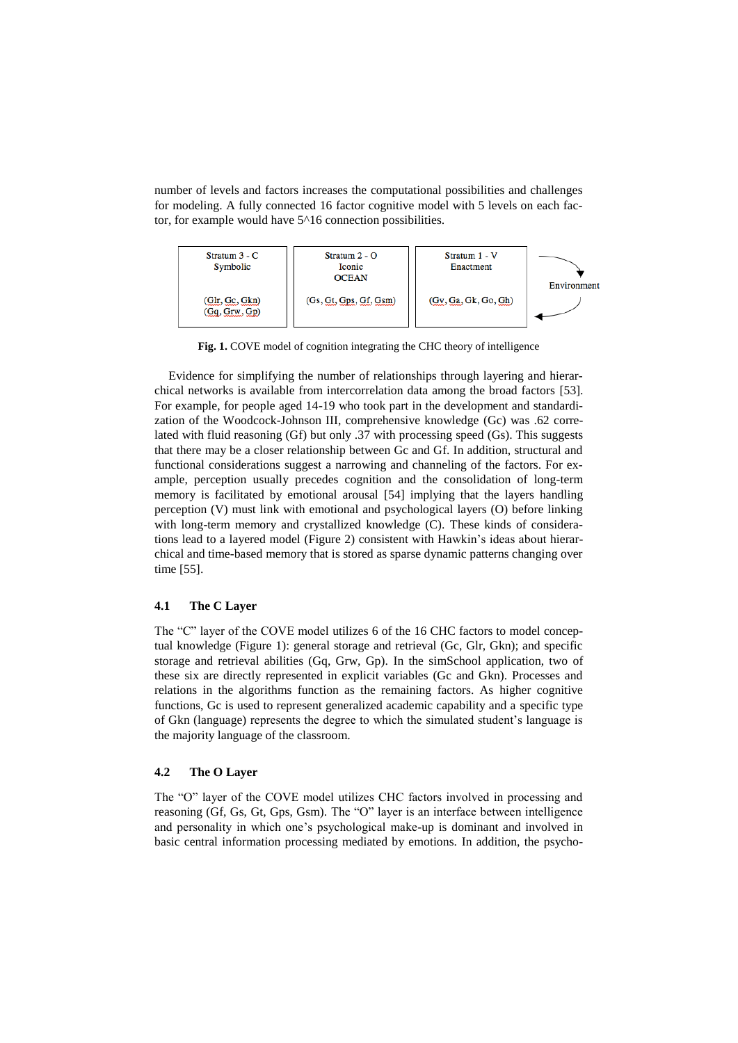number of levels and factors increases the computational possibilities and challenges for modeling. A fully connected 16 factor cognitive model with 5 levels on each factor, for example would have 5^16 connection possibilities.

| Stratum 3 - C<br>Symbolic<br><br>(Glr, Gc, Gkn)<br>(Gq, Grw, Gp) | Stratum 2 - O<br>Iconic<br>OCEAN<br><br>(Gs, Gt, Gps, Gf, Gsm) | Stratum 1 - V<br>Enactment<br><br>(Gv, Ga, Gk, Go, Gh) | Environment |
|---|---|---|---|

**Fig. 1.** COVE model of cognition integrating the CHC theory of intelligence

Evidence for simplifying the number of relationships through layering and hierarchical networks is available from intercorrelation data among the broad factors [53]. For example, for people aged 14-19 who took part in the development and standardization of the Woodcock-Johnson III, comprehensive knowledge (Gc) was .62 correlated with fluid reasoning (Gf) but only .37 with processing speed (Gs). This suggests that there may be a closer relationship between Gc and Gf. In addition, structural and functional considerations suggest a narrowing and channeling of the factors. For example, perception usually precedes cognition and the consolidation of long-term memory is facilitated by emotional arousal [54] implying that the layers handling perception (V) must link with emotional and psychological layers (O) before linking with long-term memory and crystallized knowledge (C). These kinds of considerations lead to a layered model (Figure 2) consistent with Hawkin's ideas about hierarchical and time-based memory that is stored as sparse dynamic patterns changing over time [55].

### 4.1 The C Layer

The "C" layer of the COVE model utilizes 6 of the 16 CHC factors to model conceptual knowledge (Figure 1): general storage and retrieval (Gc, Glr, Gkn); and specific storage and retrieval abilities (Gq, Grw, Gp). In the simSchool application, two of these six are directly represented in explicit variables (Gc and Gkn). Processes and relations in the algorithms function as the remaining factors. As higher cognitive functions, Gc is used to represent generalized academic capability and a specific type of Gkn (language) represents the degree to which the simulated student's language is the majority language of the classroom.

### 4.2 The O Layer

The "O" layer of the COVE model utilizes CHC factors involved in processing and reasoning (Gf, Gs, Gt, Gps, Gsm). The "O" layer is an interface between intelligence and personality in which one's psychological make-up is dominant and involved in basic central information processing mediated by emotions. In addition, the psycho-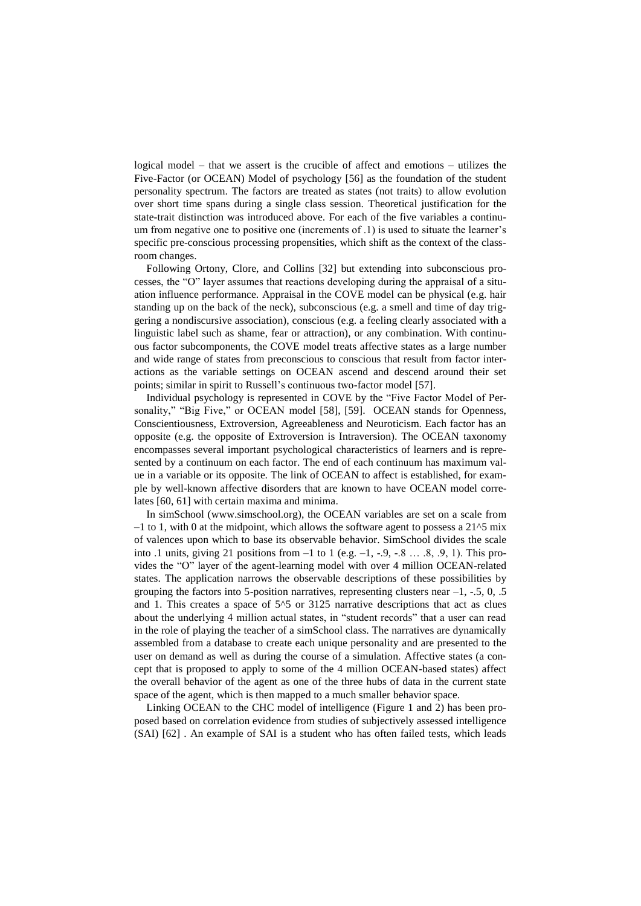logical model – that we assert is the crucible of affect and emotions – utilizes the Five-Factor (or OCEAN) Model of psychology [56] as the foundation of the student personality spectrum. The factors are treated as states (not traits) to allow evolution over short time spans during a single class session. Theoretical justification for the state-trait distinction was introduced above. For each of the five variables a continuum from negative one to positive one (increments of .1) is used to situate the learner's specific pre-conscious processing propensities, which shift as the context of the classroom changes.

Following Ortony, Clore, and Collins [32] but extending into subconscious processes, the "O" layer assumes that reactions developing during the appraisal of a situation influence performance. Appraisal in the COVE model can be physical (e.g. hair standing up on the back of the neck), subconscious (e.g. a smell and time of day triggering a nondiscursive association), conscious (e.g. a feeling clearly associated with a linguistic label such as shame, fear or attraction), or any combination. With continuous factor subcomponents, the COVE model treats affective states as a large number and wide range of states from preconscious to conscious that result from factor interactions as the variable settings on OCEAN ascend and descend around their set points; similar in spirit to Russell's continuous two-factor model [57].

Individual psychology is represented in COVE by the "Five Factor Model of Personality," "Big Five," or OCEAN model [58], [59]. OCEAN stands for Openness, Conscientiousness, Extroversion, Agreeableness and Neuroticism. Each factor has an opposite (e.g. the opposite of Extroversion is Intraversion). The OCEAN taxonomy encompasses several important psychological characteristics of learners and is represented by a continuum on each factor. The end of each continuum has maximum value in a variable or its opposite. The link of OCEAN to affect is established, for example by well-known affective disorders that are known to have OCEAN model correlates [60, 61] with certain maxima and minima.

In simSchool (www.simschool.org), the OCEAN variables are set on a scale from –1 to 1, with 0 at the midpoint, which allows the software agent to possess a $21^5$ mix of valences upon which to base its observable behavior. SimSchool divides the scale into .1 units, giving 21 positions from –1 to 1 (e.g. –1, -.9, -.8 … .8, .9, 1). This provides the "O" layer of the agent-learning model with over 4 million OCEAN-related states. The application narrows the observable descriptions of these possibilities by grouping the factors into 5-position narratives, representing clusters near –1, -.5, 0, .5 and 1. This creates a space of $5^5$ or 3125 narrative descriptions that act as clues about the underlying 4 million actual states, in "student records" that a user can read in the role of playing the teacher of a simSchool class. The narratives are dynamically assembled from a database to create each unique personality and are presented to the user on demand as well as during the course of a simulation. Affective states (a concept that is proposed to apply to some of the 4 million OCEAN-based states) affect the overall behavior of the agent as one of the three hubs of data in the current state space of the agent, which is then mapped to a much smaller behavior space.

Linking OCEAN to the CHC model of intelligence (Figure 1 and 2) has been proposed based on correlation evidence from studies of subjectively assessed intelligence (SAI) [62] . An example of SAI is a student who has often failed tests, which leads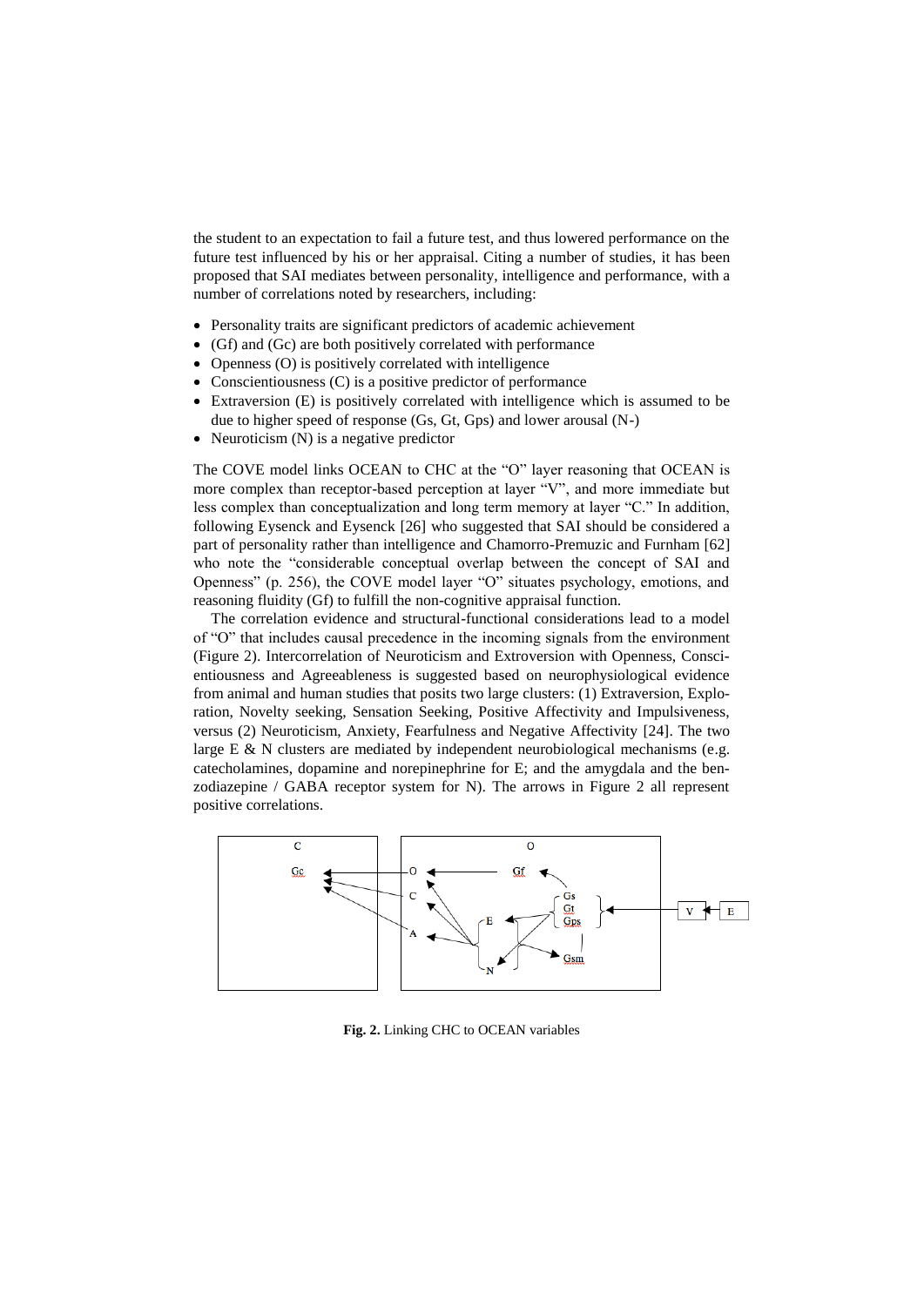the student to an expectation to fail a future test, and thus lowered performance on the future test influenced by his or her appraisal. Citing a number of studies, it has been proposed that SAI mediates between personality, intelligence and performance, with a number of correlations noted by researchers, including:

- Personality traits are significant predictors of academic achievement
- (Gf) and (Gc) are both positively correlated with performance
- Openness (O) is positively correlated with intelligence
- Conscientiousness (C) is a positive predictor of performance
- Extraversion (E) is positively correlated with intelligence which is assumed to be due to higher speed of response (Gs, Gt, Gps) and lower arousal (N-)
- Neuroticism (N) is a negative predictor

The COVE model links OCEAN to CHC at the "O" layer reasoning that OCEAN is more complex than receptor-based perception at layer "V", and more immediate but less complex than conceptualization and long term memory at layer "C." In addition, following Eysenck and Eysenck [26] who suggested that SAI should be considered a part of personality rather than intelligence and Chamorro-Premuzic and Furnham [62] who note the "considerable conceptual overlap between the concept of SAI and Openness" (p. 256), the COVE model layer "O" situates psychology, emotions, and reasoning fluidity (Gf) to fulfill the non-cognitive appraisal function.

The correlation evidence and structural-functional considerations lead to a model of "O" that includes causal precedence in the incoming signals from the environment (Figure 2). Intercorrelation of Neuroticism and Extroversion with Openness, Conscientiousness and Agreeableness is suggested based on neurophysiological evidence from animal and human studies that posits two large clusters: (1) Extraversion, Exploration, Novelty seeking, Sensation Seeking, Positive Affectivity and Impulsiveness, versus (2) Neuroticism, Anxiety, Fearfulness and Negative Affectivity [24]. The two large E & N clusters are mediated by independent neurobiological mechanisms (e.g. catecholamines, dopamine and norepinephrine for E; and the amygdala and the benzodiazepine / GABA receptor system for N). The arrows in Figure 2 all represent positive correlations.

**Fig. 2.** Linking CHC to OCEAN variables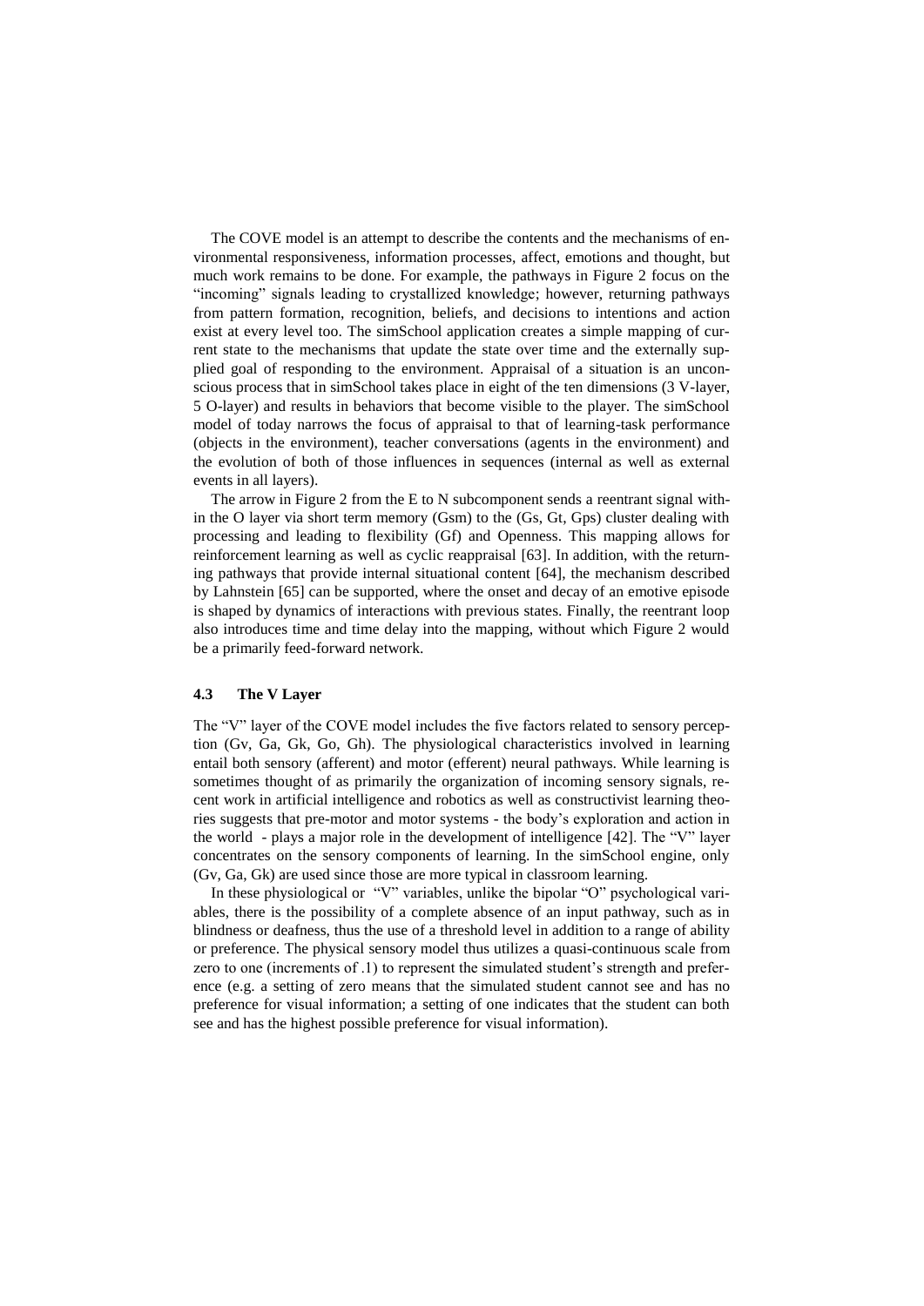The COVE model is an attempt to describe the contents and the mechanisms of environmental responsiveness, information processes, affect, emotions and thought, but much work remains to be done. For example, the pathways in Figure 2 focus on the "incoming" signals leading to crystallized knowledge; however, returning pathways from pattern formation, recognition, beliefs, and decisions to intentions and action exist at every level too. The simSchool application creates a simple mapping of current state to the mechanisms that update the state over time and the externally supplied goal of responding to the environment. Appraisal of a situation is an unconscious process that in simSchool takes place in eight of the ten dimensions (3 V-layer, 5 O-layer) and results in behaviors that become visible to the player. The simSchool model of today narrows the focus of appraisal to that of learning-task performance (objects in the environment), teacher conversations (agents in the environment) and the evolution of both of those influences in sequences (internal as well as external events in all layers).

The arrow in Figure 2 from the E to N subcomponent sends a reentrant signal within the O layer via short term memory (Gsm) to the (Gs, Gt, Gps) cluster dealing with processing and leading to flexibility (Gf) and Openness. This mapping allows for reinforcement learning as well as cyclic reappraisal [63]. In addition, with the returning pathways that provide internal situational content [64], the mechanism described by Lahnstein [65] can be supported, where the onset and decay of an emotive episode is shaped by dynamics of interactions with previous states. Finally, the reentrant loop also introduces time and time delay into the mapping, without which Figure 2 would be a primarily feed-forward network.

### 4.3 The V Layer

The "V" layer of the COVE model includes the five factors related to sensory perception (Gv, Ga, Gk, Go, Gh). The physiological characteristics involved in learning entail both sensory (afferent) and motor (efferent) neural pathways. While learning is sometimes thought of as primarily the organization of incoming sensory signals, recent work in artificial intelligence and robotics as well as constructivist learning theories suggests that pre-motor and motor systems - the body's exploration and action in the world - plays a major role in the development of intelligence [42]. The "V" layer concentrates on the sensory components of learning. In the simSchool engine, only (Gv, Ga, Gk) are used since those are more typical in classroom learning.

In these physiological or "V" variables, unlike the bipolar "O" psychological variables, there is the possibility of a complete absence of an input pathway, such as in blindness or deafness, thus the use of a threshold level in addition to a range of ability or preference. The physical sensory model thus utilizes a quasi-continuous scale from zero to one (increments of .1) to represent the simulated student's strength and preference (e.g. a setting of zero means that the simulated student cannot see and has no preference for visual information; a setting of one indicates that the student can both see and has the highest possible preference for visual information).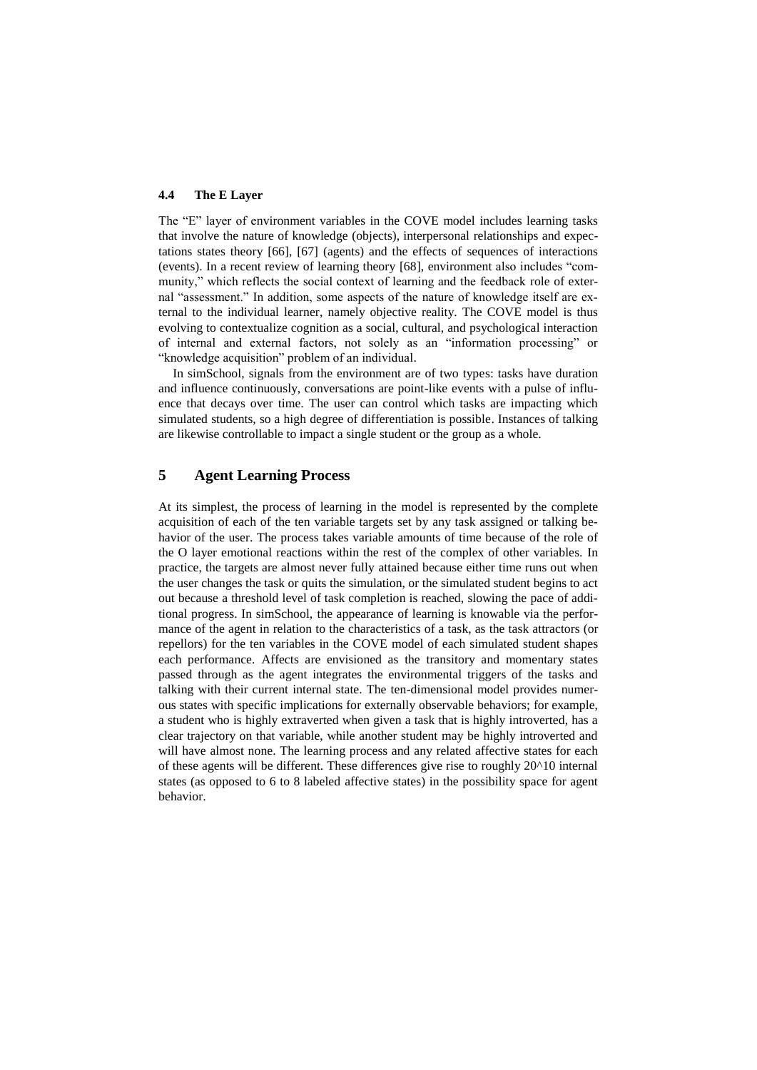### 4.4 The E Layer

The "E" layer of environment variables in the COVE model includes learning tasks that involve the nature of knowledge (objects), interpersonal relationships and expectations states theory [66], [67] (agents) and the effects of sequences of interactions (events). In a recent review of learning theory [68], environment also includes "community," which reflects the social context of learning and the feedback role of external "assessment." In addition, some aspects of the nature of knowledge itself are external to the individual learner, namely objective reality. The COVE model is thus evolving to contextualize cognition as a social, cultural, and psychological interaction of internal and external factors, not solely as an "information processing" or "knowledge acquisition" problem of an individual.

In simSchool, signals from the environment are of two types: tasks have duration and influence continuously, conversations are point-like events with a pulse of influence that decays over time. The user can control which tasks are impacting which simulated students, so a high degree of differentiation is possible. Instances of talking are likewise controllable to impact a single student or the group as a whole.

## 5 Agent Learning Process

At its simplest, the process of learning in the model is represented by the complete acquisition of each of the ten variable targets set by any task assigned or talking behavior of the user. The process takes variable amounts of time because of the role of the O layer emotional reactions within the rest of the complex of other variables. In practice, the targets are almost never fully attained because either time runs out when the user changes the task or quits the simulation, or the simulated student begins to act out because a threshold level of task completion is reached, slowing the pace of additional progress. In simSchool, the appearance of learning is knowable via the performance of the agent in relation to the characteristics of a task, as the task attractors (or repellors) for the ten variables in the COVE model of each simulated student shapes each performance. Affects are envisioned as the transitory and momentary states passed through as the agent integrates the environmental triggers of the tasks and talking with their current internal state. The ten-dimensional model provides numerous states with specific implications for externally observable behaviors; for example, a student who is highly extraverted when given a task that is highly introverted, has a clear trajectory on that variable, while another student may be highly introverted and will have almost none. The learning process and any related affective states for each of these agents will be different. These differences give rise to roughly $20^{10}$ internal states (as opposed to 6 to 8 labeled affective states) in the possibility space for agent behavior.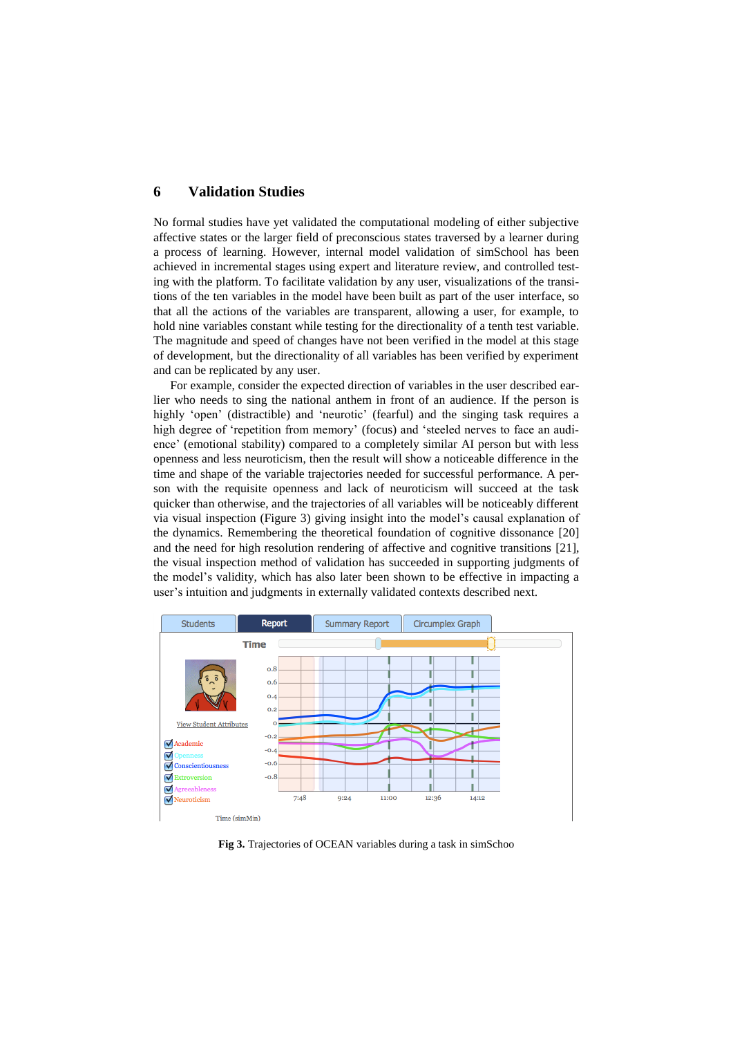## 6 Validation Studies

No formal studies have yet validated the computational modeling of either subjective affective states or the larger field of preconscious states traversed by a learner during a process of learning. However, internal model validation of simSchool has been achieved in incremental stages using expert and literature review, and controlled testing with the platform. To facilitate validation by any user, visualizations of the transitions of the ten variables in the model have been built as part of the user interface, so that all the actions of the variables are transparent, allowing a user, for example, to hold nine variables constant while testing for the directionality of a tenth test variable. The magnitude and speed of changes have not been verified in the model at this stage of development, but the directionality of all variables has been verified by experiment and can be replicated by any user.

For example, consider the expected direction of variables in the user described earlier who needs to sing the national anthem in front of an audience. If the person is highly 'open' (distractible) and 'neurotic' (fearful) and the singing task requires a high degree of 'repetition from memory' (focus) and 'steeled nerves to face an audience' (emotional stability) compared to a completely similar AI person but with less openness and less neuroticism, then the result will show a noticeable difference in the time and shape of the variable trajectories needed for successful performance. A person with the requisite openness and lack of neuroticism will succeed at the task quicker than otherwise, and the trajectories of all variables will be noticeably different via visual inspection (Figure 3) giving insight into the model's causal explanation of the dynamics. Remembering the theoretical foundation of cognitive dissonance [20] and the need for high resolution rendering of affective and cognitive transitions [21], the visual inspection method of validation has succeeded in supporting judgments of the model's validity, which has also later been shown to be effective in impacting a user's intuition and judgments in externally validated contexts described next.

**Fig 3.** Trajectories of OCEAN variables during a task in simSchoo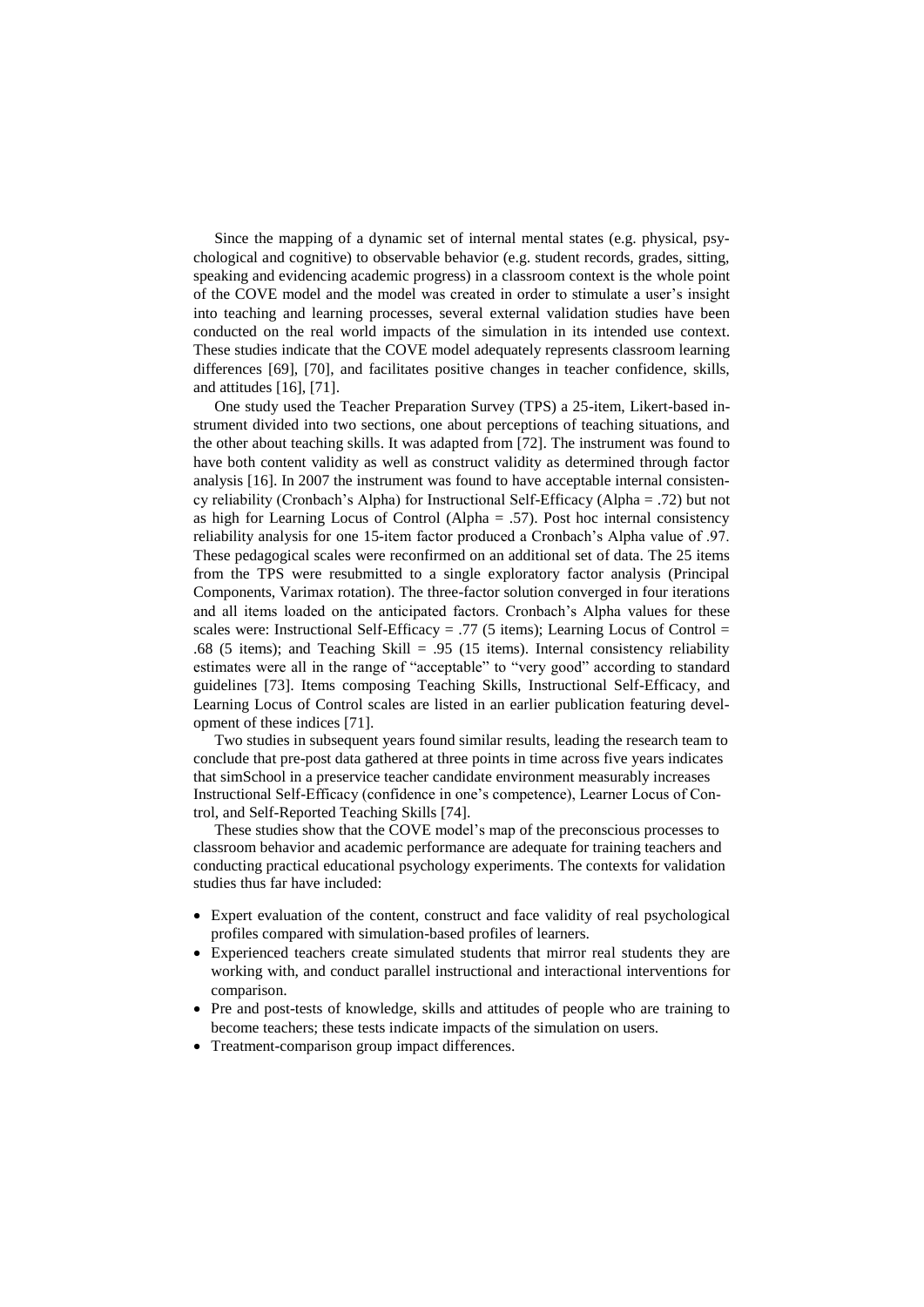Since the mapping of a dynamic set of internal mental states (e.g. physical, psychological and cognitive) to observable behavior (e.g. student records, grades, sitting, speaking and evidencing academic progress) in a classroom context is the whole point of the COVE model and the model was created in order to stimulate a user's insight into teaching and learning processes, several external validation studies have been conducted on the real world impacts of the simulation in its intended use context. These studies indicate that the COVE model adequately represents classroom learning differences [69], [70], and facilitates positive changes in teacher confidence, skills, and attitudes [16], [71].

One study used the Teacher Preparation Survey (TPS) a 25-item, Likert-based instrument divided into two sections, one about perceptions of teaching situations, and the other about teaching skills. It was adapted from [72]. The instrument was found to have both content validity as well as construct validity as determined through factor analysis [16]. In 2007 the instrument was found to have acceptable internal consistency reliability (Cronbach's Alpha) for Instructional Self-Efficacy (Alpha = .72) but not as high for Learning Locus of Control (Alpha = .57). Post hoc internal consistency reliability analysis for one 15-item factor produced a Cronbach's Alpha value of .97. These pedagogical scales were reconfirmed on an additional set of data. The 25 items from the TPS were resubmitted to a single exploratory factor analysis (Principal Components, Varimax rotation). The three-factor solution converged in four iterations and all items loaded on the anticipated factors. Cronbach's Alpha values for these scales were: Instructional Self-Efficacy = .77 (5 items); Learning Locus of Control = .68 (5 items); and Teaching Skill = .95 (15 items). Internal consistency reliability estimates were all in the range of "acceptable" to "very good" according to standard guidelines [73]. Items composing Teaching Skills, Instructional Self-Efficacy, and Learning Locus of Control scales are listed in an earlier publication featuring development of these indices [71].

Two studies in subsequent years found similar results, leading the research team to conclude that pre-post data gathered at three points in time across five years indicates that simSchool in a preservice teacher candidate environment measurably increases Instructional Self-Efficacy (confidence in one's competence), Learner Locus of Control, and Self-Reported Teaching Skills [74].

These studies show that the COVE model's map of the preconscious processes to classroom behavior and academic performance are adequate for training teachers and conducting practical educational psychology experiments. The contexts for validation studies thus far have included:

- Expert evaluation of the content, construct and face validity of real psychological profiles compared with simulation-based profiles of learners.
- Experienced teachers create simulated students that mirror real students they are working with, and conduct parallel instructional and interactional interventions for comparison.
- Pre and post-tests of knowledge, skills and attitudes of people who are training to become teachers; these tests indicate impacts of the simulation on users.
- Treatment-comparison group impact differences.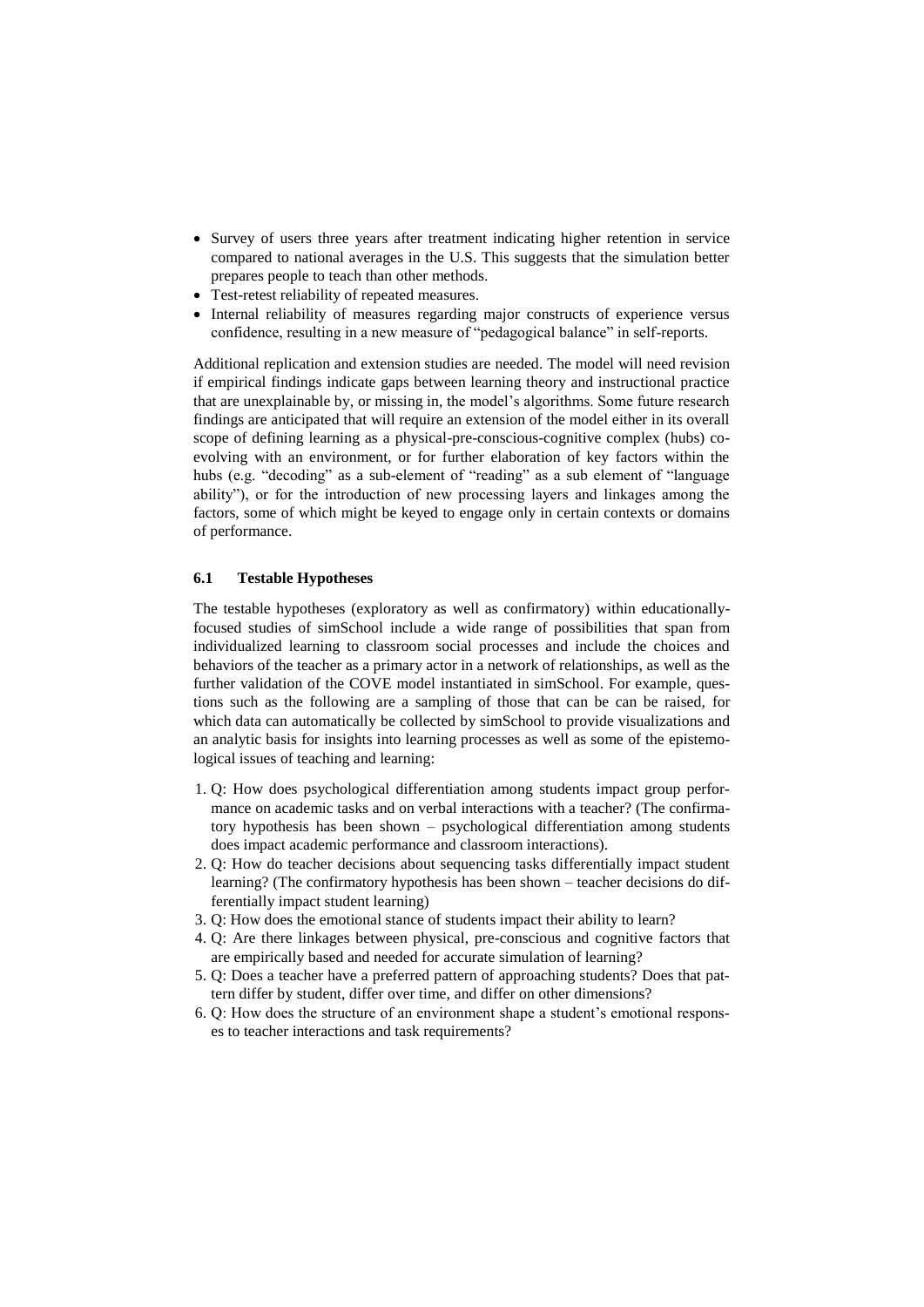- Survey of users three years after treatment indicating higher retention in service compared to national averages in the U.S. This suggests that the simulation better prepares people to teach than other methods.
- Test-retest reliability of repeated measures.
- Internal reliability of measures regarding major constructs of experience versus confidence, resulting in a new measure of "pedagogical balance" in self-reports.

Additional replication and extension studies are needed. The model will need revision if empirical findings indicate gaps between learning theory and instructional practice that are unexplainable by, or missing in, the model's algorithms. Some future research findings are anticipated that will require an extension of the model either in its overall scope of defining learning as a physical-pre-conscious-cognitive complex (hubs) co-evolving with an environment, or for further elaboration of key factors within the hubs (e.g. "decoding" as a sub-element of "reading" as a sub element of "language ability"), or for the introduction of new processing layers and linkages among the factors, some of which might be keyed to engage only in certain contexts or domains of performance.

### 6.1 Testable Hypotheses

The testable hypotheses (exploratory as well as confirmatory) within educationally-focused studies of simSchool include a wide range of possibilities that span from individualized learning to classroom social processes and include the choices and behaviors of the teacher as a primary actor in a network of relationships, as well as the further validation of the COVE model instantiated in simSchool. For example, questions such as the following are a sampling of those that can be can be raised, for which data can automatically be collected by simSchool to provide visualizations and an analytic basis for insights into learning processes as well as some of the epistemological issues of teaching and learning:

1. Q: How does psychological differentiation among students impact group performance on academic tasks and on verbal interactions with a teacher? (The confirmatory hypothesis has been shown – psychological differentiation among students does impact academic performance and classroom interactions).
2. Q: How do teacher decisions about sequencing tasks differentially impact student learning? (The confirmatory hypothesis has been shown – teacher decisions do differentially impact student learning)
3. Q: How does the emotional stance of students impact their ability to learn?
4. Q: Are there linkages between physical, pre-conscious and cognitive factors that are empirically based and needed for accurate simulation of learning?
5. Q: Does a teacher have a preferred pattern of approaching students? Does that pattern differ by student, differ over time, and differ on other dimensions?
6. Q: How does the structure of an environment shape a student's emotional responses to teacher interactions and task requirements?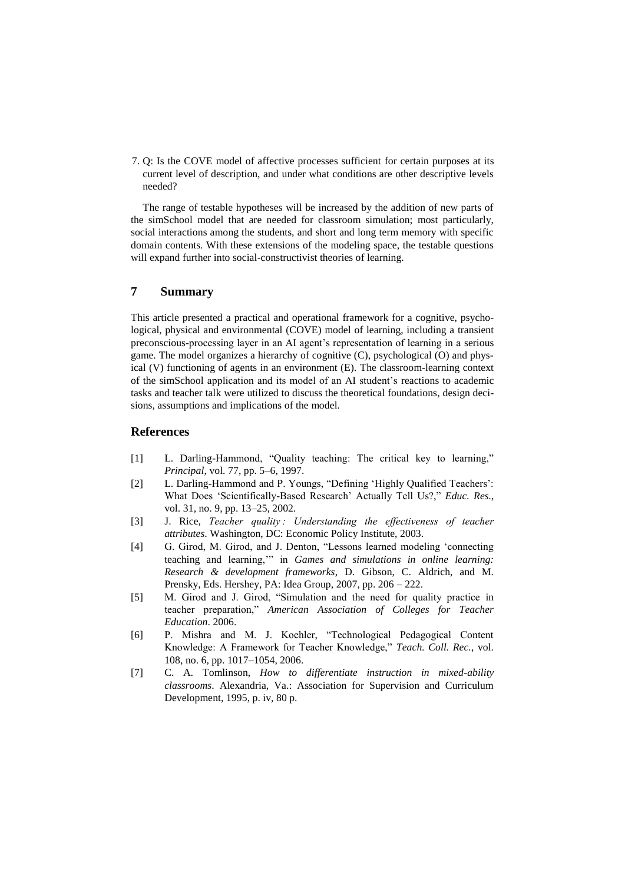7. Q: Is the COVE model of affective processes sufficient for certain purposes at its current level of description, and under what conditions are other descriptive levels needed?

The range of testable hypotheses will be increased by the addition of new parts of the simSchool model that are needed for classroom simulation; most particularly, social interactions among the students, and short and long term memory with specific domain contents. With these extensions of the modeling space, the testable questions will expand further into social-constructivist theories of learning.

## 7 Summary

This article presented a practical and operational framework for a cognitive, psychological, physical and environmental (COVE) model of learning, including a transient preconscious-processing layer in an AI agent's representation of learning in a serious game. The model organizes a hierarchy of cognitive (C), psychological (O) and physical (V) functioning of agents in an environment (E). The classroom-learning context of the simSchool application and its model of an AI student's reactions to academic tasks and teacher talk were utilized to discuss the theoretical foundations, design decisions, assumptions and implications of the model.

## References

[1] L. Darling-Hammond, "Quality teaching: The critical key to learning," *Principal*, vol. 77, pp. 5–6, 1997.

[2] L. Darling-Hammond and P. Youngs, "Defining 'Highly Qualified Teachers': What Does 'Scientifically-Based Research' Actually Tell Us?," *Educ. Res.*, vol. 31, no. 9, pp. 13–25, 2002.

[3] J. Rice, *Teacher quality : Understanding the effectiveness of teacher attributes*. Washington, DC: Economic Policy Institute, 2003.

[4] G. Girod, M. Girod, and J. Denton, "Lessons learned modeling 'connecting teaching and learning,'" in *Games and simulations in online learning: Research & development frameworks*, D. Gibson, C. Aldrich, and M. Prensky, Eds. Hershey, PA: Idea Group, 2007, pp. 206 – 222.

[5] M. Girod and J. Girod, "Simulation and the need for quality practice in teacher preparation," *American Association of Colleges for Teacher Education*. 2006.

[6] P. Mishra and M. J. Koehler, "Technological Pedagogical Content Knowledge: A Framework for Teacher Knowledge," *Teach. Coll. Rec.*, vol. 108, no. 6, pp. 1017–1054, 2006.

[7] C. A. Tomlinson, *How to differentiate instruction in mixed-ability classrooms*. Alexandria, Va.: Association for Supervision and Curriculum Development, 1995, p. iv, 80 p.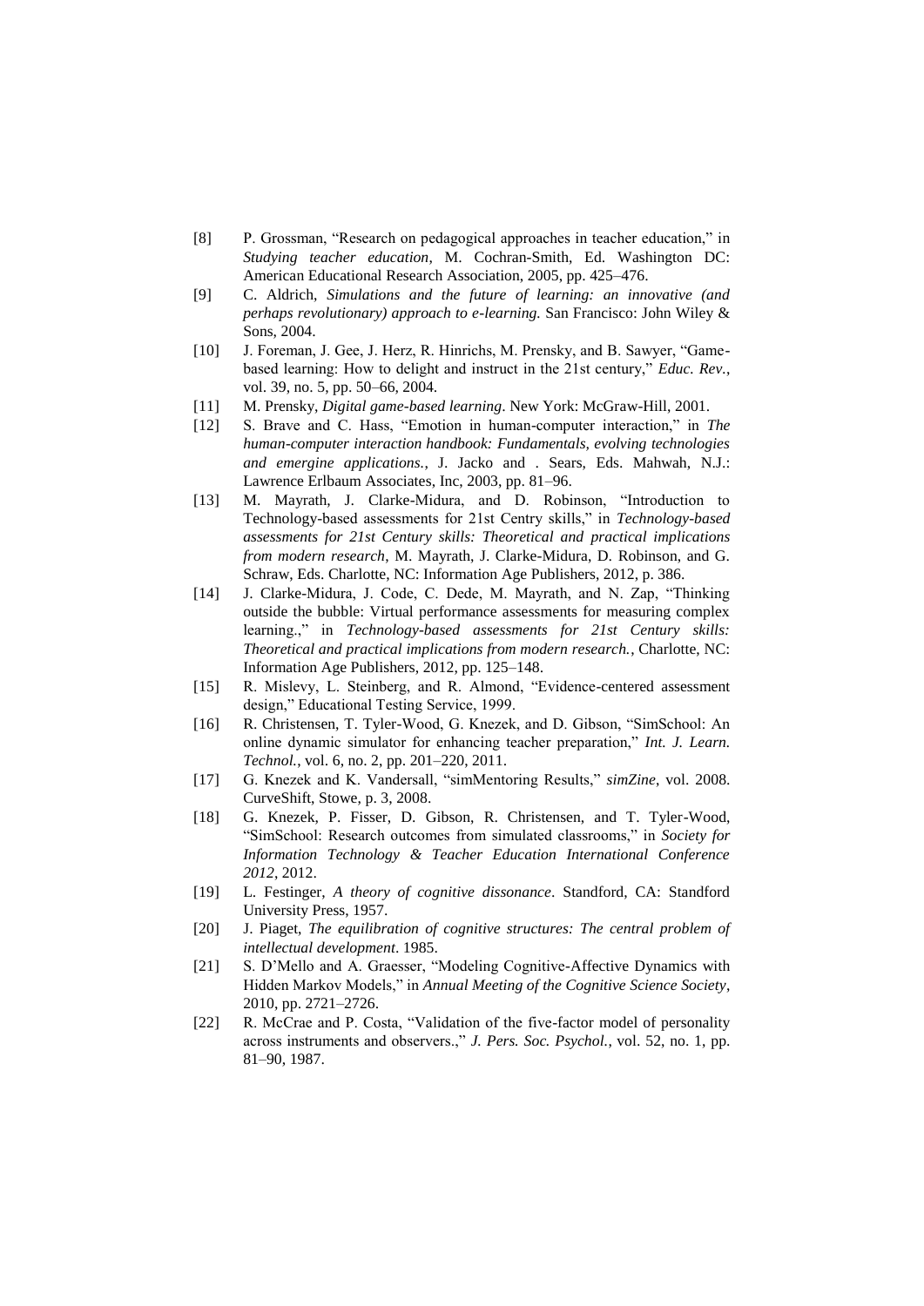[8] P. Grossman, "Research on pedagogical approaches in teacher education," in *Studying teacher education*, M. Cochran-Smith, Ed. Washington DC: American Educational Research Association, 2005, pp. 425–476.

[9] C. Aldrich, *Simulations and the future of learning: an innovative (and perhaps revolutionary) approach to e-learning.* San Francisco: John Wiley & Sons, 2004.

[10] J. Foreman, J. Gee, J. Herz, R. Hinrichs, M. Prensky, and B. Sawyer, "Game-based learning: How to delight and instruct in the 21st century," *Educ. Rev.*, vol. 39, no. 5, pp. 50–66, 2004.

[11] M. Prensky, *Digital game-based learning*. New York: McGraw-Hill, 2001.

[12] S. Brave and C. Hass, "Emotion in human-computer interaction," in *The human-computer interaction handbook: Fundamentals, evolving technologies and emergine applications.*, J. Jacko and . Sears, Eds. Mahwah, N.J.: Lawrence Erlbaum Associates, Inc, 2003, pp. 81–96.

[13] M. Mayrath, J. Clarke-Midura, and D. Robinson, "Introduction to Technology-based assessments for 21st Centry skills," in *Technology-based assessments for 21st Century skills: Theoretical and practical implications from modern research*, M. Mayrath, J. Clarke-Midura, D. Robinson, and G. Schraw, Eds. Charlotte, NC: Information Age Publishers, 2012, p. 386.

[14] J. Clarke-Midura, J. Code, C. Dede, M. Mayrath, and N. Zap, "Thinking outside the bubble: Virtual performance assessments for measuring complex learning.," in *Technology-based assessments for 21st Century skills: Theoretical and practical implications from modern research.*, Charlotte, NC: Information Age Publishers, 2012, pp. 125–148.

[15] R. Mislevy, L. Steinberg, and R. Almond, "Evidence-centered assessment design," Educational Testing Service, 1999.

[16] R. Christensen, T. Tyler-Wood, G. Knezek, and D. Gibson, "SimSchool: An online dynamic simulator for enhancing teacher preparation," *Int. J. Learn. Technol.*, vol. 6, no. 2, pp. 201–220, 2011.

[17] G. Knezek and K. Vandersall, "simMentoring Results," *simZine*, vol. 2008. CurveShift, Stowe, p. 3, 2008.

[18] G. Knezek, P. Fisser, D. Gibson, R. Christensen, and T. Tyler-Wood, "SimSchool: Research outcomes from simulated classrooms," in *Society for Information Technology & Teacher Education International Conference 2012*, 2012.

[19] L. Festinger, *A theory of cognitive dissonance*. Standford, CA: Standford University Press, 1957.

[20] J. Piaget, *The equilibration of cognitive structures: The central problem of intellectual development*. 1985.

[21] S. D'Mello and A. Graesser, "Modeling Cognitive-Affective Dynamics with Hidden Markov Models," in *Annual Meeting of the Cognitive Science Society*, 2010, pp. 2721–2726.

[22] R. McCrae and P. Costa, "Validation of the five-factor model of personality across instruments and observers.," *J. Pers. Soc. Psychol.*, vol. 52, no. 1, pp. 81–90, 1987.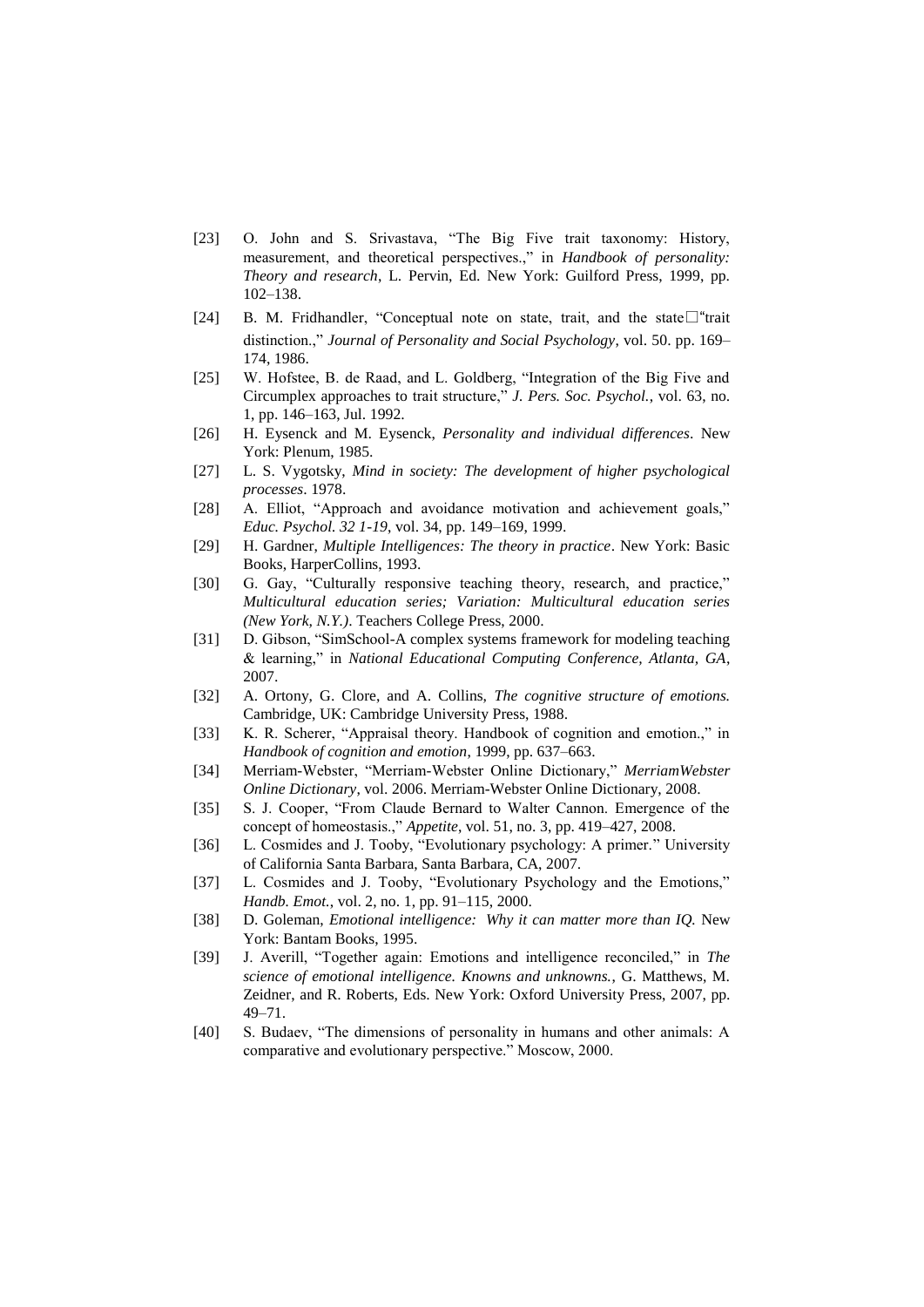[23] O. John and S. Srivastava, "The Big Five trait taxonomy: History, measurement, and theoretical perspectives.," in *Handbook of personality: Theory and research*, L. Pervin, Ed. New York: Guilford Press, 1999, pp. 102–138.

[24] B. M. Fridhandler, "Conceptual note on state, trait, and the state□"trait distinction.," *Journal of Personality and Social Psychology*, vol. 50. pp. 169–174, 1986.

[25] W. Hofstee, B. de Raad, and L. Goldberg, "Integration of the Big Five and Circumplex approaches to trait structure," *J. Pers. Soc. Psychol.*, vol. 63, no. 1, pp. 146–163, Jul. 1992.

[26] H. Eysenck and M. Eysenck, *Personality and individual differences*. New York: Plenum, 1985.

[27] L. S. Vygotsky, *Mind in society: The development of higher psychological processes*. 1978.

[28] A. Elliot, "Approach and avoidance motivation and achievement goals," *Educ. Psychol. 32 1-19*, vol. 34, pp. 149–169, 1999.

[29] H. Gardner, *Multiple Intelligences: The theory in practice*. New York: Basic Books, HarperCollins, 1993.

[30] G. Gay, "Culturally responsive teaching theory, research, and practice," *Multicultural education series; Variation: Multicultural education series (New York, N.Y.)*. Teachers College Press, 2000.

[31] D. Gibson, "SimSchool-A complex systems framework for modeling teaching & learning," in *National Educational Computing Conference, Atlanta, GA*, 2007.

[32] A. Ortony, G. Clore, and A. Collins, *The cognitive structure of emotions.* Cambridge, UK: Cambridge University Press, 1988.

[33] K. R. Scherer, "Appraisal theory. Handbook of cognition and emotion.," in *Handbook of cognition and emotion*, 1999, pp. 637–663.

[34] Merriam-Webster, "Merriam-Webster Online Dictionary," *MerriamWebster Online Dictionary*, vol. 2006. Merriam-Webster Online Dictionary, 2008.

[35] S. J. Cooper, "From Claude Bernard to Walter Cannon. Emergence of the concept of homeostasis.," *Appetite*, vol. 51, no. 3, pp. 419–427, 2008.

[36] L. Cosmides and J. Tooby, "Evolutionary psychology: A primer." University of California Santa Barbara, Santa Barbara, CA, 2007.

[37] L. Cosmides and J. Tooby, "Evolutionary Psychology and the Emotions," *Handb. Emot.*, vol. 2, no. 1, pp. 91–115, 2000.

[38] D. Goleman, *Emotional intelligence: Why it can matter more than IQ.* New York: Bantam Books, 1995.

[39] J. Averill, "Together again: Emotions and intelligence reconciled," in *The science of emotional intelligence. Knowns and unknowns.*, G. Matthews, M. Zeidner, and R. Roberts, Eds. New York: Oxford University Press, 2007, pp. 49–71.

[40] S. Budaev, "The dimensions of personality in humans and other animals: A comparative and evolutionary perspective." Moscow, 2000.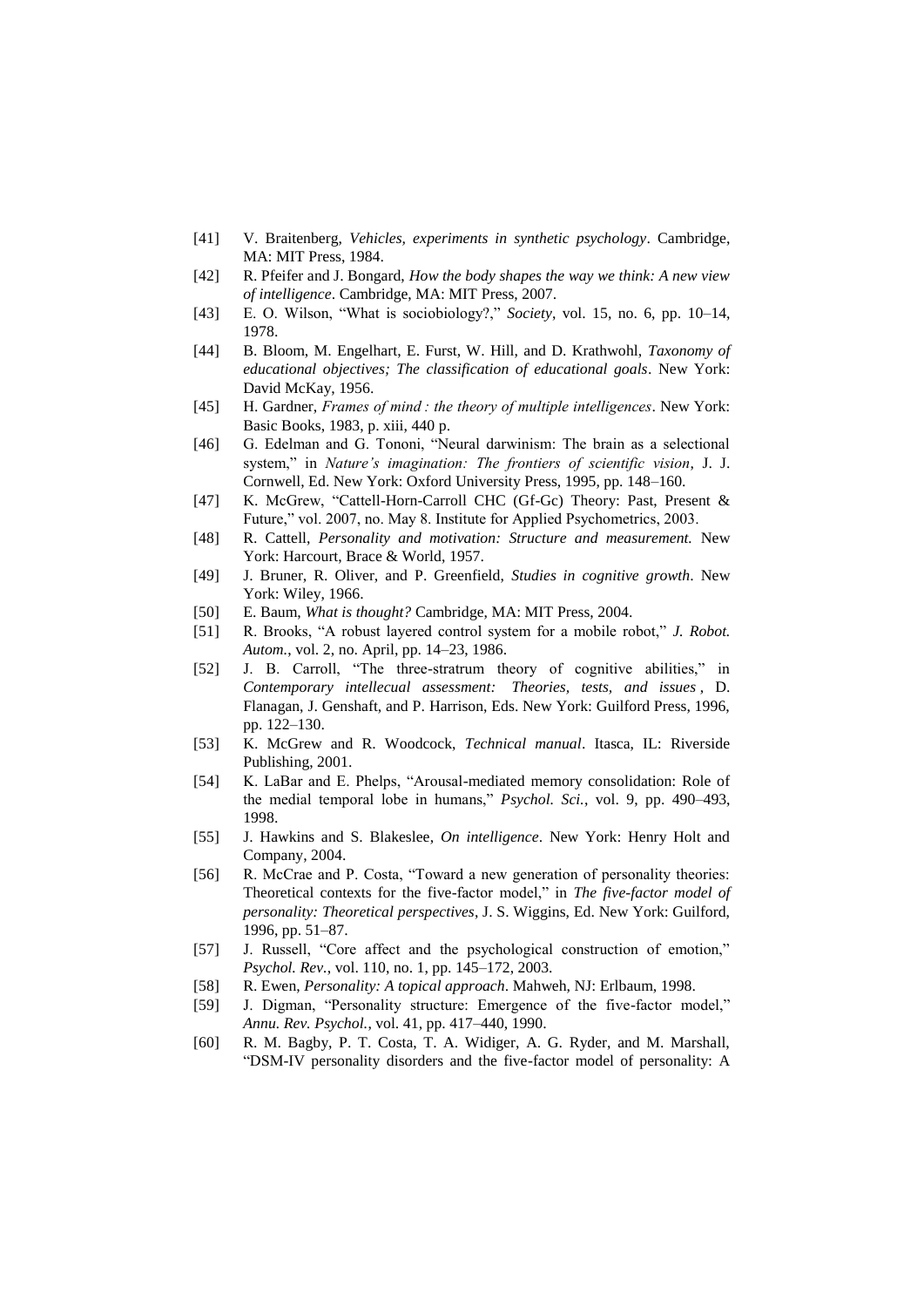[41] V. Braitenberg, *Vehicles, experiments in synthetic psychology*. Cambridge, MA: MIT Press, 1984.

[42] R. Pfeifer and J. Bongard, *How the body shapes the way we think: A new view of intelligence*. Cambridge, MA: MIT Press, 2007.

[43] E. O. Wilson, "What is sociobiology?," *Society*, vol. 15, no. 6, pp. 10–14, 1978.

[44] B. Bloom, M. Engelhart, E. Furst, W. Hill, and D. Krathwohl, *Taxonomy of educational objectives; The classification of educational goals*. New York: David McKay, 1956.

[45] H. Gardner, *Frames of mind : the theory of multiple intelligences*. New York: Basic Books, 1983, p. xiii, 440 p.

[46] G. Edelman and G. Tononi, "Neural darwinism: The brain as a selectional system," in *Nature's imagination: The frontiers of scientific vision*, J. J. Cornwell, Ed. New York: Oxford University Press, 1995, pp. 148–160.

[47] K. McGrew, "Cattell-Horn-Carroll CHC (Gf-Gc) Theory: Past, Present & Future," vol. 2007, no. May 8. Institute for Applied Psychometrics, 2003.

[48] R. Cattell, *Personality and motivation: Structure and measurement.* New York: Harcourt, Brace & World, 1957.

[49] J. Bruner, R. Oliver, and P. Greenfield, *Studies in cognitive growth*. New York: Wiley, 1966.

[50] E. Baum, *What is thought?* Cambridge, MA: MIT Press, 2004.

[51] R. Brooks, "A robust layered control system for a mobile robot," *J. Robot. Autom.*, vol. 2, no. April, pp. 14–23, 1986.

[52] J. B. Carroll, "The three-stratrum theory of cognitive abilities," in *Contemporary intellecual assessment: Theories, tests, and issues* , D. Flanagan, J. Genshaft, and P. Harrison, Eds. New York: Guilford Press, 1996, pp. 122–130.

[53] K. McGrew and R. Woodcock, *Technical manual*. Itasca, IL: Riverside Publishing, 2001.

[54] K. LaBar and E. Phelps, "Arousal-mediated memory consolidation: Role of the medial temporal lobe in humans," *Psychol. Sci.*, vol. 9, pp. 490–493, 1998.

[55] J. Hawkins and S. Blakeslee, *On intelligence*. New York: Henry Holt and Company, 2004.

[56] R. McCrae and P. Costa, "Toward a new generation of personality theories: Theoretical contexts for the five-factor model," in *The five-factor model of personality: Theoretical perspectives*, J. S. Wiggins, Ed. New York: Guilford, 1996, pp. 51–87.

[57] J. Russell, "Core affect and the psychological construction of emotion," *Psychol. Rev.*, vol. 110, no. 1, pp. 145–172, 2003.

[58] R. Ewen, *Personality: A topical approach*. Mahweh, NJ: Erlbaum, 1998.

[59] J. Digman, "Personality structure: Emergence of the five-factor model," *Annu. Rev. Psychol.*, vol. 41, pp. 417–440, 1990.

[60] R. M. Bagby, P. T. Costa, T. A. Widiger, A. G. Ryder, and M. Marshall, "DSM-IV personality disorders and the five-factor model of personality: A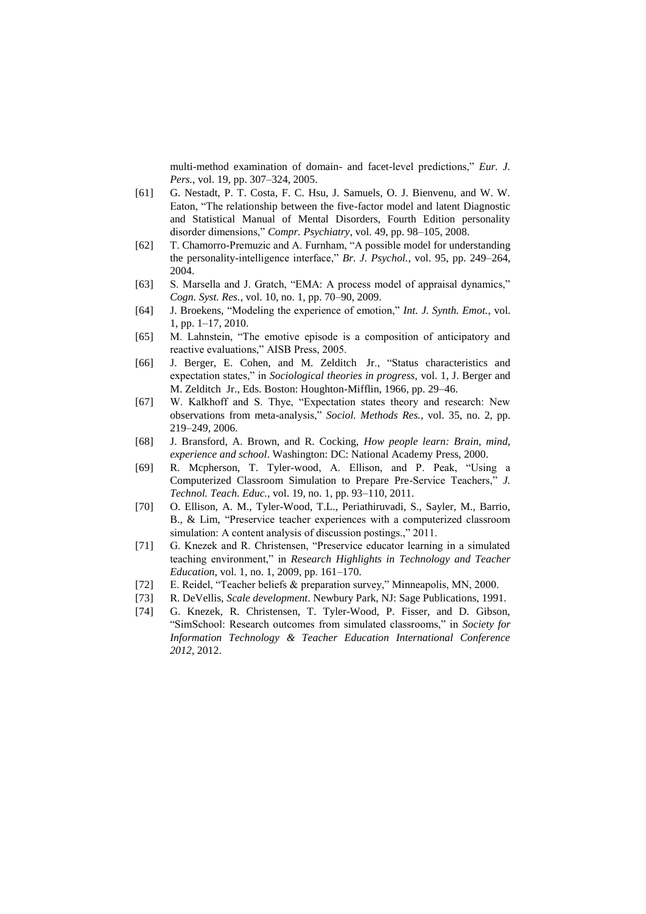multi-method examination of domain- and facet-level predictions," *Eur. J. Pers.*, vol. 19, pp. 307–324, 2005.

[61] G. Nestadt, P. T. Costa, F. C. Hsu, J. Samuels, O. J. Bienvenu, and W. W. Eaton, "The relationship between the five-factor model and latent Diagnostic and Statistical Manual of Mental Disorders, Fourth Edition personality disorder dimensions," *Compr. Psychiatry*, vol. 49, pp. 98–105, 2008.

[62] T. Chamorro-Premuzic and A. Furnham, "A possible model for understanding the personality-intelligence interface," *Br. J. Psychol.*, vol. 95, pp. 249–264, 2004.

[63] S. Marsella and J. Gratch, "EMA: A process model of appraisal dynamics," *Cogn. Syst. Res.*, vol. 10, no. 1, pp. 70–90, 2009.

[64] J. Broekens, "Modeling the experience of emotion," *Int. J. Synth. Emot.*, vol. 1, pp. 1–17, 2010.

[65] M. Lahnstein, "The emotive episode is a composition of anticipatory and reactive evaluations," AISB Press, 2005.

[66] J. Berger, E. Cohen, and M. Zelditch Jr., "Status characteristics and expectation states," in *Sociological theories in progress*, vol. 1, J. Berger and M. Zelditch Jr., Eds. Boston: Houghton-Mifflin, 1966, pp. 29–46.

[67] W. Kalkhoff and S. Thye, "Expectation states theory and research: New observations from meta-analysis," *Sociol. Methods Res.*, vol. 35, no. 2, pp. 219–249, 2006.

[68] J. Bransford, A. Brown, and R. Cocking, *How people learn: Brain, mind, experience and school*. Washington: DC: National Academy Press, 2000.

[69] R. Mcpherson, T. Tyler-wood, A. Ellison, and P. Peak, "Using a Computerized Classroom Simulation to Prepare Pre-Service Teachers," *J. Technol. Teach. Educ.*, vol. 19, no. 1, pp. 93–110, 2011.

[70] O. Ellison, A. M., Tyler-Wood, T.L., Periathiruvadi, S., Sayler, M., Barrio, B., & Lim, "Preservice teacher experiences with a computerized classroom simulation: A content analysis of discussion postings.," 2011.

[71] G. Knezek and R. Christensen, "Preservice educator learning in a simulated teaching environment," in *Research Highlights in Technology and Teacher Education*, vol. 1, no. 1, 2009, pp. 161–170.

[72] E. Reidel, "Teacher beliefs & preparation survey," Minneapolis, MN, 2000.

[73] R. DeVellis, *Scale development*. Newbury Park, NJ: Sage Publications, 1991.

[74] G. Knezek, R. Christensen, T. Tyler-Wood, P. Fisser, and D. Gibson, "SimSchool: Research outcomes from simulated classrooms," in *Society for Information Technology & Teacher Education International Conference 2012*, 2012.